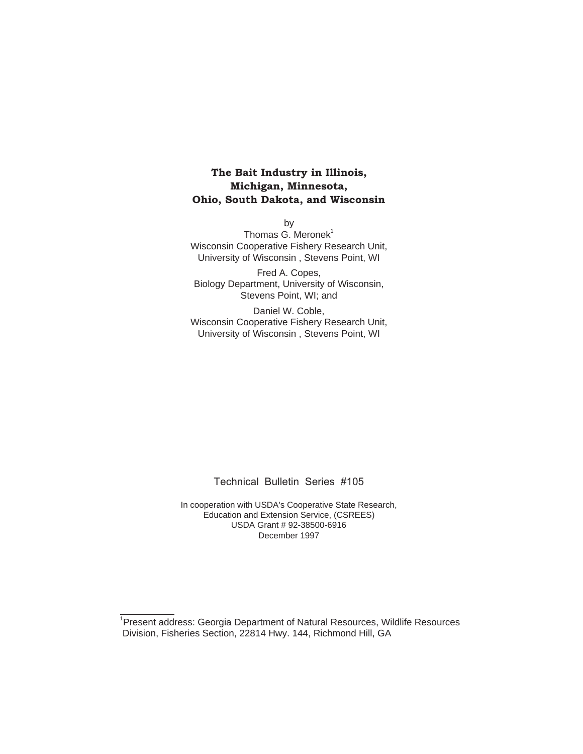# The Bait Industry in Illinois, Michigan, Minnesota, Ohio, South Dakota, and Wisconsin

by

Thomas G. Meronek[1]
Wisconsin Cooperative Fishery Research Unit,
University of Wisconsin , Stevens Point, WI

Fred A. Copes,
Biology Department, University of Wisconsin,
Stevens Point, WI; and

Daniel W. Coble,
Wisconsin Cooperative Fishery Research Unit,
University of Wisconsin , Stevens Point, WI

Technical Bulletin Series #105

In cooperation with USDA's Cooperative State Research,
Education and Extension Service, (CSREES)
USDA Grant # 92-38500-6916
December 1997

---

[1]Present address: Georgia Department of Natural Resources, Wildlife Resources Division, Fisheries Section, 22814 Hwy. 144, Richmond Hill, GA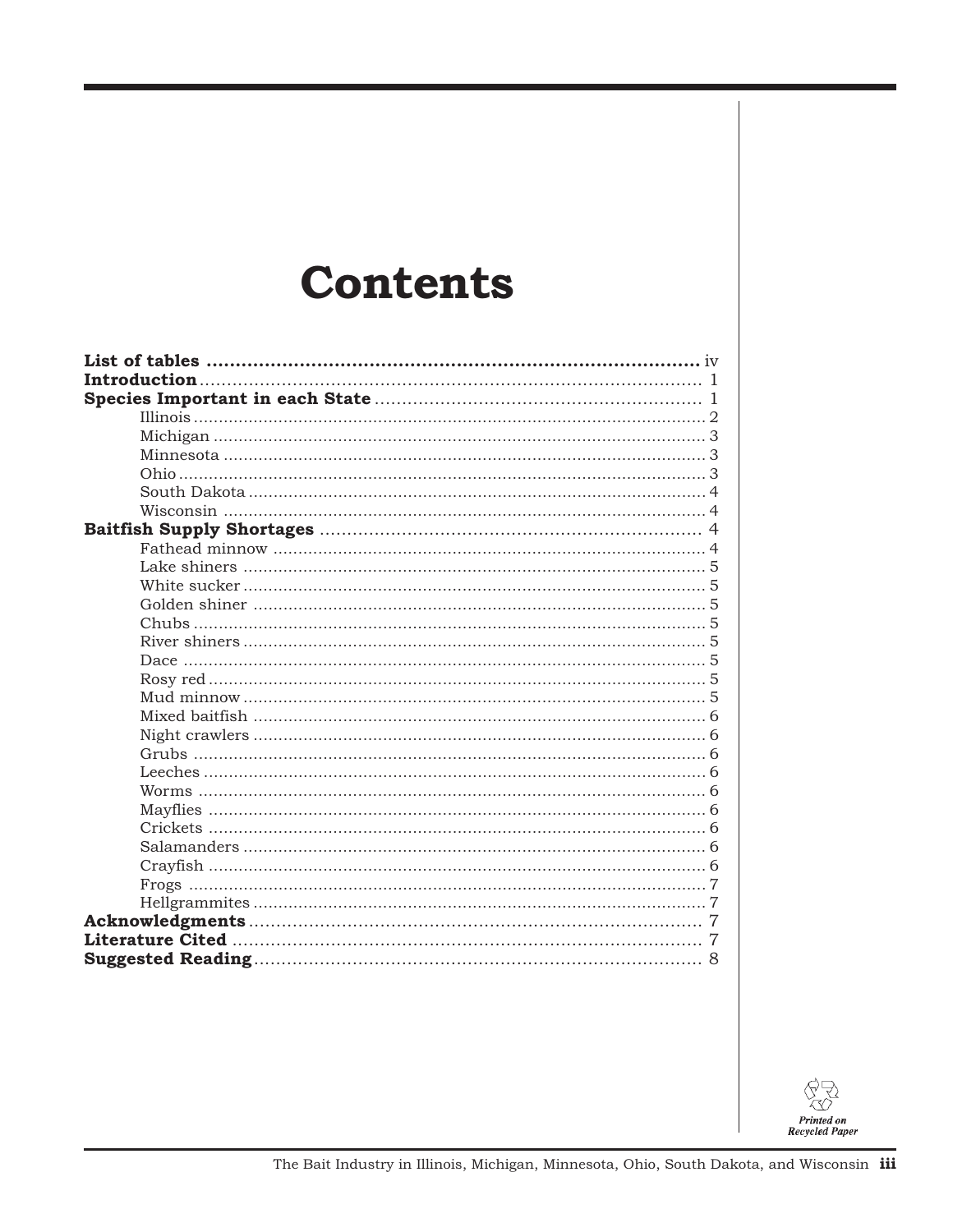# Contents

**List of tables** ........................................................................ iv
**Introduction** ............................................................................ 1
**Species Important in each State** ............................................ 1
- Illinois ..................................................................................... 2
- Michigan .................................................................................. 3
- Minnesota ................................................................................ 3
- Ohio ......................................................................................... 3
- South Dakota ........................................................................... 4
- Wisconsin ................................................................................ 4

**Baitfish Supply Shortages** ....................................................... 4
- Fathead minnow ...................................................................... 4
- Lake shiners ............................................................................ 5
- White sucker ........................................................................... 5
- Golden shiner .......................................................................... 5
- Chubs ...................................................................................... 5
- River shiners ........................................................................... 5
- Dace ........................................................................................ 5
- Rosy red .................................................................................. 5
- Mud minnow ............................................................................ 5
- Mixed baitfish .......................................................................... 6
- Night crawlers ......................................................................... 6
- Grubs ...................................................................................... 6
- Leeches ................................................................................... 6
- Worms ..................................................................................... 6
- Mayflies ................................................................................... 6
- Crickets ................................................................................... 6
- Salamanders ............................................................................ 6
- Crayfish ................................................................................... 6
- Frogs ....................................................................................... 7
- Hellgrammites .......................................................................... 7

**Acknowledgments** .................................................................... 7
**Literature Cited** ....................................................................... 7
**Suggested Reading** ................................................................... 8

*Printed on Recycled Paper*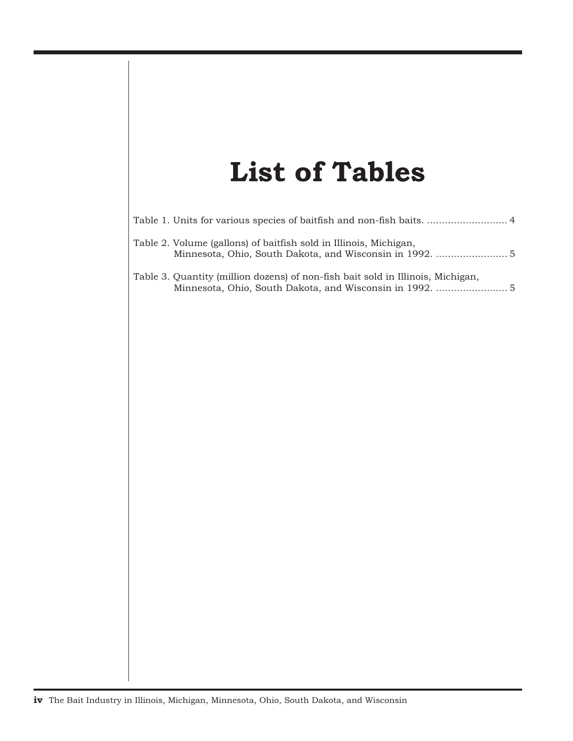# List of Tables

Table 1. Units for various species of baitfish and non-fish baits. ........................... 4

Table 2. Volume (gallons) of baitfish sold in Illinois, Michigan, Minnesota, Ohio, South Dakota, and Wisconsin in 1992. ........................ 5

Table 3. Quantity (million dozens) of non-fish bait sold in Illinois, Michigan, Minnesota, Ohio, South Dakota, and Wisconsin in 1992. ........................ 5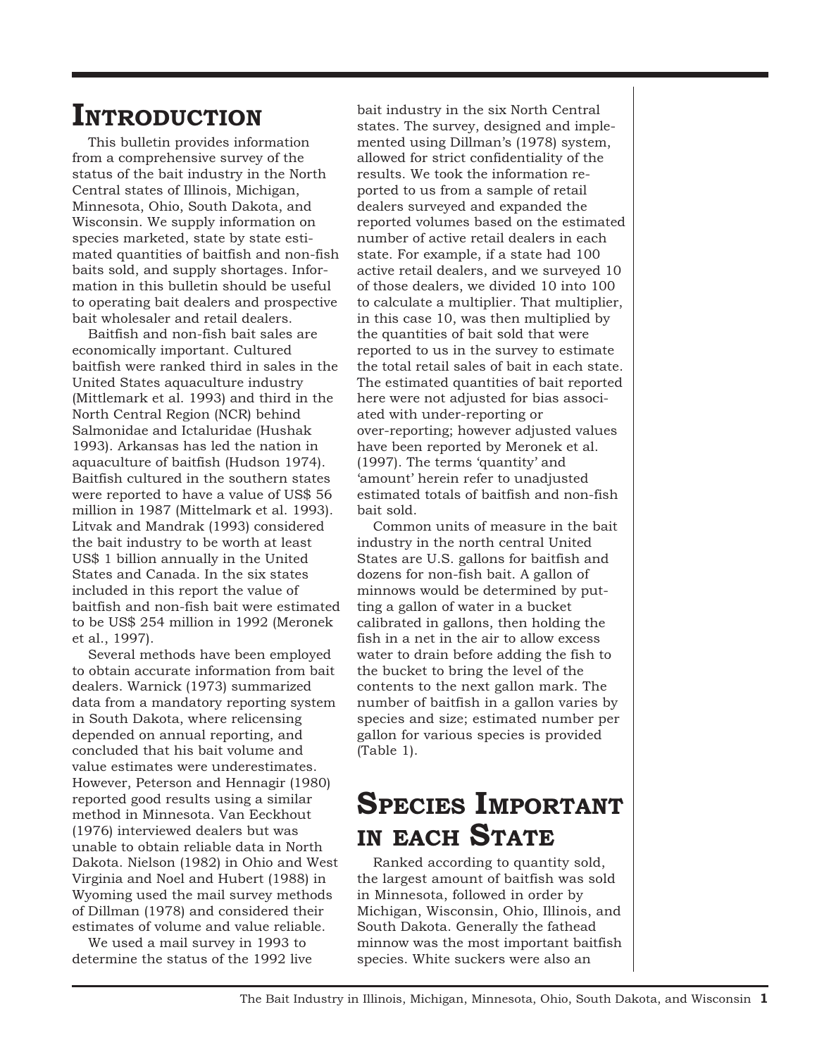# Introduction

This bulletin provides information from a comprehensive survey of the status of the bait industry in the North Central states of Illinois, Michigan, Minnesota, Ohio, South Dakota, and Wisconsin. We supply information on species marketed, state by state estimated quantities of baitfish and non-fish baits sold, and supply shortages. Information in this bulletin should be useful to operating bait dealers and prospective bait wholesaler and retail dealers.

Baitfish and non-fish bait sales are economically important. Cultured baitfish were ranked third in sales in the United States aquaculture industry (Mittlemark et al. 1993) and third in the North Central Region (NCR) behind Salmonidae and Ictaluridae (Hushak 1993). Arkansas has led the nation in aquaculture of baitfish (Hudson 1974). Baitfish cultured in the southern states were reported to have a value of US$ 56 million in 1987 (Mittelmark et al. 1993). Litvak and Mandrak (1993) considered the bait industry to be worth at least US$ 1 billion annually in the United States and Canada. In the six states included in this report the value of baitfish and non-fish bait were estimated to be US$ 254 million in 1992 (Meronek et al., 1997).

Several methods have been employed to obtain accurate information from bait dealers. Warnick (1973) summarized data from a mandatory reporting system in South Dakota, where relicensing depended on annual reporting, and concluded that his bait volume and value estimates were underestimates. However, Peterson and Hennagir (1980) reported good results using a similar method in Minnesota. Van Eeckhout (1976) interviewed dealers but was unable to obtain reliable data in North Dakota. Nielson (1982) in Ohio and West Virginia and Noel and Hubert (1988) in Wyoming used the mail survey methods of Dillman (1978) and considered their estimates of volume and value reliable.

We used a mail survey in 1993 to determine the status of the 1992 live bait industry in the six North Central states. The survey, designed and implemented using Dillman's (1978) system, allowed for strict confidentiality of the results. We took the information reported to us from a sample of retail dealers surveyed and expanded the reported volumes based on the estimated number of active retail dealers in each state. For example, if a state had 100 active retail dealers, and we surveyed 10 of those dealers, we divided 10 into 100 to calculate a multiplier. That multiplier, in this case 10, was then multiplied by the quantities of bait sold that were reported to us in the survey to estimate the total retail sales of bait in each state. The estimated quantities of bait reported here were not adjusted for bias associated with under-reporting or over-reporting; however adjusted values have been reported by Meronek et al. (1997). The terms 'quantity' and 'amount' herein refer to unadjusted estimated totals of baitfish and non-fish bait sold.

Common units of measure in the bait industry in the north central United States are U.S. gallons for baitfish and dozens for non-fish bait. A gallon of minnows would be determined by putting a gallon of water in a bucket calibrated in gallons, then holding the fish in a net in the air to allow excess water to drain before adding the fish to the bucket to bring the level of the contents to the next gallon mark. The number of baitfish in a gallon varies by species and size; estimated number per gallon for various species is provided (Table 1).

# Species Important in each State

Ranked according to quantity sold, the largest amount of baitfish was sold in Minnesota, followed in order by Michigan, Wisconsin, Ohio, Illinois, and South Dakota. Generally the fathead minnow was the most important baitfish species. White suckers were also an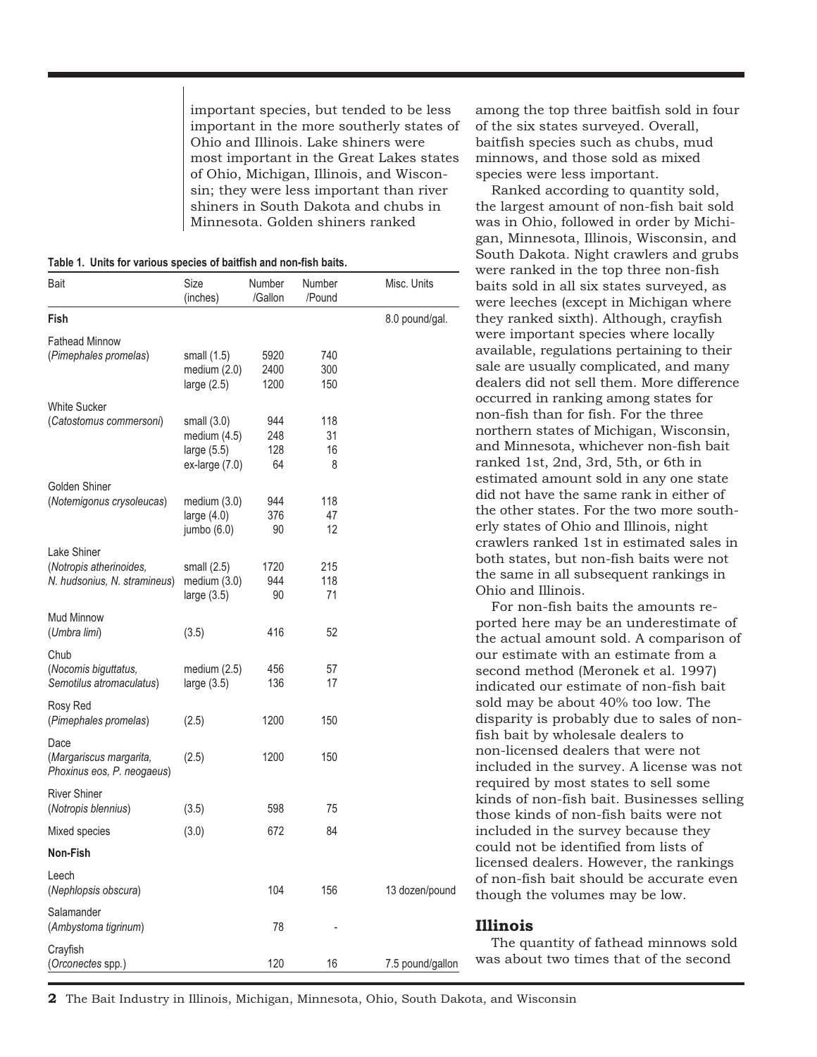important species, but tended to be less important in the more southerly states of Ohio and Illinois. Lake shiners were most important in the Great Lakes states of Ohio, Michigan, Illinois, and Wisconsin; they were less important than river shiners in South Dakota and chubs in Minnesota. Golden shiners ranked among the top three baitfish sold in four of the six states surveyed. Overall, baitfish species such as chubs, mud minnows, and those sold as mixed species were less important.

**Table 1. Units for various species of baitfish and non-fish baits.**

| Bait | Size (inches) | Number /Gallon | Number /Pound | Misc. Units |
|---|---|---|---|---|
| **Fish** | | | | 8.0 pound/gal. |
| Fathead Minnow (*Pimephales promelas*) | small (1.5) | 5920 | 740 | |
| | medium (2.0) | 2400 | 300 | |
| | large (2.5) | 1200 | 150 | |
| White Sucker (*Catostomus commersoni*) | small (3.0) | 944 | 118 | |
| | medium (4.5) | 248 | 31 | |
| | large (5.5) | 128 | 16 | |
| | ex-large (7.0) | 64 | 8 | |
| Golden Shiner (*Notemigonus crysoleucas*) | medium (3.0) | 944 | 118 | |
| | large (4.0) | 376 | 47 | |
| | jumbo (6.0) | 90 | 12 | |
| Lake Shiner (*Notropis atherinoides, N. hudsonius, N. stramineus*) | small (2.5) | 1720 | 215 | |
| | medium (3.0) | 944 | 118 | |
| | large (3.5) | 90 | 71 | |
| Mud Minnow (*Umbra limi*) | (3.5) | 416 | 52 | |
| Chub (*Nocomis biguttatus, Semotilus atromaculatus*) | medium (2.5) | 456 | 57 | |
| | large (3.5) | 136 | 17 | |
| Rosy Red (*Pimephales promelas*) | (2.5) | 1200 | 150 | |
| Dace (*Margariscus margarita, Phoxinus eos, P. neogaeus*) | (2.5) | 1200 | 150 | |
| River Shiner (*Notropis blennius*) | (3.5) | 598 | 75 | |
| Mixed species | (3.0) | 672 | 84 | |
| **Non-Fish** | | | | |
| Leech (*Nephlopsis obscura*) | | 104 | 156 | 13 dozen/pound |
| Salamander (*Ambystoma tigrinum*) | | 78 | - | |
| Crayfish (*Orconectes* spp.) | | 120 | 16 | 7.5 pound/gallon |

Ranked according to quantity sold, the largest amount of non-fish bait sold was in Ohio, followed in order by Michigan, Minnesota, Illinois, Wisconsin, and South Dakota. Night crawlers and grubs were ranked in the top three non-fish baits sold in all six states surveyed, as were leeches (except in Michigan where they ranked sixth). Although, crayfish were important species where locally available, regulations pertaining to their sale are usually complicated, and many dealers did not sell them. More difference occurred in ranking among states for non-fish than for fish. For the three northern states of Michigan, Wisconsin, and Minnesota, whichever non-fish bait ranked 1st, 2nd, 3rd, 5th, or 6th in estimated amount sold in any one state did not have the same rank in either of the other states. For the two more southerly states of Ohio and Illinois, night crawlers ranked 1st in estimated sales in both states, but non-fish baits were not the same in all subsequent rankings in Ohio and Illinois.

For non-fish baits the amounts reported here may be an underestimate of the actual amount sold. A comparison of our estimate with an estimate from a second method (Meronek et al. 1997) indicated our estimate of non-fish bait sold may be about 40% too low. The disparity is probably due to sales of non-fish bait by wholesale dealers to non-licensed dealers that were not included in the survey. A license was not required by most states to sell some kinds of non-fish bait. Businesses selling those kinds of non-fish baits were not included in the survey because they could not be identified from lists of licensed dealers. However, the rankings of non-fish bait should be accurate even though the volumes may be low.

## Illinois

The quantity of fathead minnows sold was about two times that of the second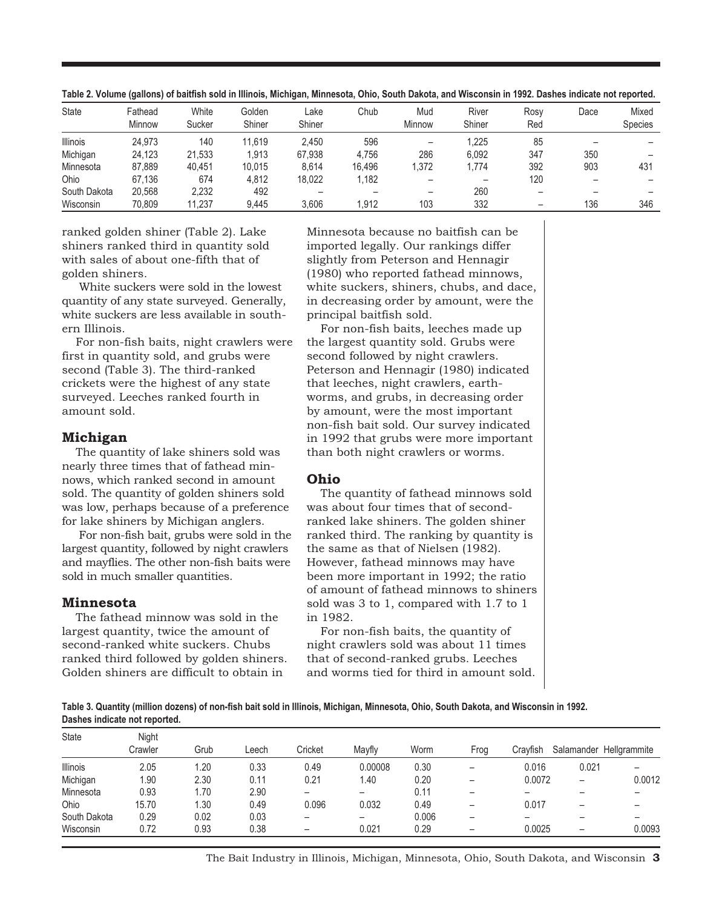**Table 2. Volume (gallons) of baitfish sold in Illinois, Michigan, Minnesota, Ohio, South Dakota, and Wisconsin in 1992. Dashes indicate not reported.**

| State | Fathead Minnow | White Sucker | Golden Shiner | Lake Shiner | Chub | Mud Minnow | River Shiner | Rosy Red | Dace | Mixed Species |
|---|---|---|---|---|---|---|---|---|---|---|
| Illinois | 24,973 | 140 | 11,619 | 2,450 | 596 | – | 1,225 | 85 | – | – |
| Michigan | 24,123 | 21,533 | 1,913 | 67,938 | 4,756 | 286 | 6,092 | 347 | 350 | – |
| Minnesota | 87,889 | 40,451 | 10,015 | 8,614 | 16,496 | 1,372 | 1,774 | 392 | 903 | 431 |
| Ohio | 67,136 | 674 | 4,812 | 18,022 | 1,182 | – | – | 120 | – | – |
| South Dakota | 20,568 | 2,232 | 492 | – | – | – | 260 | – | – | – |
| Wisconsin | 70,809 | 11,237 | 9,445 | 3,606 | 1,912 | 103 | 332 | – | 136 | 346 |

ranked golden shiner (Table 2). Lake shiners ranked third in quantity sold with sales of about one-fifth that of golden shiners.

White suckers were sold in the lowest quantity of any state surveyed. Generally, white suckers are less available in southern Illinois.

For non-fish baits, night crawlers were first in quantity sold, and grubs were second (Table 3). The third-ranked crickets were the highest of any state surveyed. Leeches ranked fourth in amount sold.

## Michigan

The quantity of lake shiners sold was nearly three times that of fathead minnows, which ranked second in amount sold. The quantity of golden shiners sold was low, perhaps because of a preference for lake shiners by Michigan anglers.

For non-fish bait, grubs were sold in the largest quantity, followed by night crawlers and mayflies. The other non-fish baits were sold in much smaller quantities.

## Minnesota

The fathead minnow was sold in the largest quantity, twice the amount of second-ranked white suckers. Chubs ranked third followed by golden shiners. Golden shiners are difficult to obtain in Minnesota because no baitfish can be imported legally. Our rankings differ slightly from Peterson and Hennagir (1980) who reported fathead minnows, white suckers, shiners, chubs, and dace, in decreasing order by amount, were the principal baitfish sold.

For non-fish baits, leeches made up the largest quantity sold. Grubs were second followed by night crawlers. Peterson and Hennagir (1980) indicated that leeches, night crawlers, earthworms, and grubs, in decreasing order by amount, were the most important non-fish bait sold. Our survey indicated in 1992 that grubs were more important than both night crawlers or worms.

## Ohio

The quantity of fathead minnows sold was about four times that of second-ranked lake shiners. The golden shiner ranked third. The ranking by quantity is the same as that of Nielsen (1982). However, fathead minnows may have been more important in 1992; the ratio of amount of fathead minnows to shiners sold was 3 to 1, compared with 1.7 to 1 in 1982.

For non-fish baits, the quantity of night crawlers sold was about 11 times that of second-ranked grubs. Leeches and worms tied for third in amount sold.

**Table 3. Quantity (million dozens) of non-fish bait sold in Illinois, Michigan, Minnesota, Ohio, South Dakota, and Wisconsin in 1992. Dashes indicate not reported.**

| State | Night Crawler | Grub | Leech | Cricket | Mayfly | Worm | Frog | Crayfish | Salamander | Hellgrammite |
|---|---|---|---|---|---|---|---|---|---|---|
| Illinois | 2.05 | 1.20 | 0.33 | 0.49 | 0.00008 | 0.30 | – | 0.016 | 0.021 | – |
| Michigan | 1.90 | 2.30 | 0.11 | 0.21 | 1.40 | 0.20 | – | 0.0072 | – | 0.0012 |
| Minnesota | 0.93 | 1.70 | 2.90 | – | – | 0.11 | – | – | – | – |
| Ohio | 15.70 | 1.30 | 0.49 | 0.096 | 0.032 | 0.49 | – | 0.017 | – | – |
| South Dakota | 0.29 | 0.02 | 0.03 | – | – | 0.006 | – | – | – | – |
| Wisconsin | 0.72 | 0.93 | 0.38 | – | 0.021 | 0.29 | – | 0.0025 | – | 0.0093 |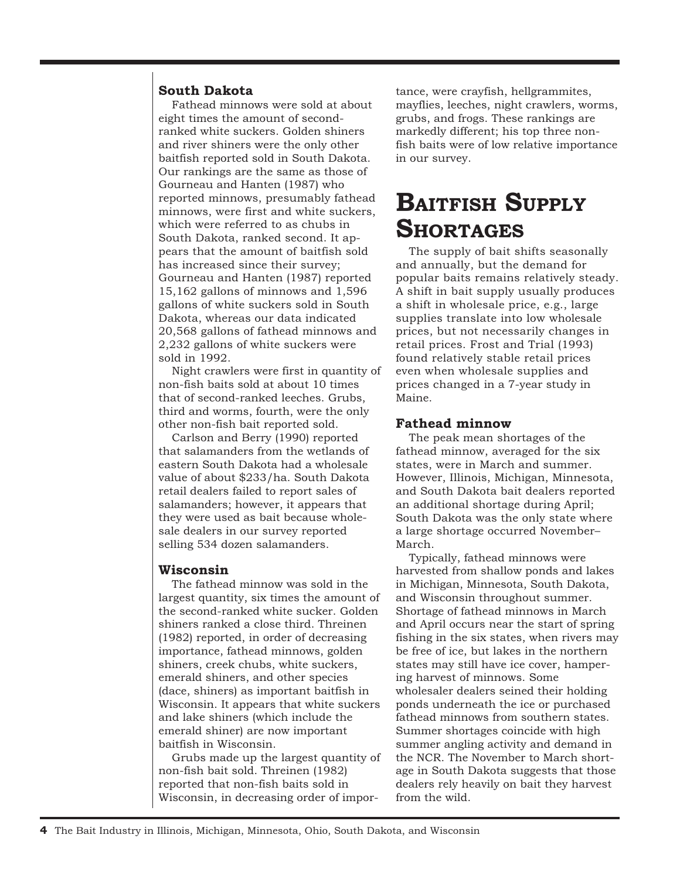### South Dakota

Fathead minnows were sold at about eight times the amount of second-ranked white suckers. Golden shiners and river shiners were the only other baitfish reported sold in South Dakota. Our rankings are the same as those of Gourneau and Hanten (1987) who reported minnows, presumably fathead minnows, were first and white suckers, which were referred to as chubs in South Dakota, ranked second. It appears that the amount of baitfish sold has increased since their survey; Gourneau and Hanten (1987) reported 15,162 gallons of minnows and 1,596 gallons of white suckers sold in South Dakota, whereas our data indicated 20,568 gallons of fathead minnows and 2,232 gallons of white suckers were sold in 1992.

Night crawlers were first in quantity of non-fish baits sold at about 10 times that of second-ranked leeches. Grubs, third and worms, fourth, were the only other non-fish bait reported sold.

Carlson and Berry (1990) reported that salamanders from the wetlands of eastern South Dakota had a wholesale value of about $233/ha. South Dakota retail dealers failed to report sales of salamanders; however, it appears that they were used as bait because wholesale dealers in our survey reported selling 534 dozen salamanders.

### Wisconsin

The fathead minnow was sold in the largest quantity, six times the amount of the second-ranked white sucker. Golden shiners ranked a close third. Threinen (1982) reported, in order of decreasing importance, fathead minnows, golden shiners, creek chubs, white suckers, emerald shiners, and other species (dace, shiners) as important baitfish in Wisconsin. It appears that white suckers and lake shiners (which include the emerald shiner) are now important baitfish in Wisconsin.

Grubs made up the largest quantity of non-fish bait sold. Threinen (1982) reported that non-fish baits sold in Wisconsin, in decreasing order of importance, were crayfish, hellgrammites, mayflies, leeches, night crawlers, worms, grubs, and frogs. These rankings are markedly different; his top three non-fish baits were of low relative importance in our survey.

## Baitfish Supply Shortages

The supply of bait shifts seasonally and annually, but the demand for popular baits remains relatively steady. A shift in bait supply usually produces a shift in wholesale price, e.g., large supplies translate into low wholesale prices, but not necessarily changes in retail prices. Frost and Trial (1993) found relatively stable retail prices even when wholesale supplies and prices changed in a 7-year study in Maine.

### Fathead minnow

The peak mean shortages of the fathead minnow, averaged for the six states, were in March and summer. However, Illinois, Michigan, Minnesota, and South Dakota bait dealers reported an additional shortage during April; South Dakota was the only state where a large shortage occurred November–March.

Typically, fathead minnows were harvested from shallow ponds and lakes in Michigan, Minnesota, South Dakota, and Wisconsin throughout summer. Shortage of fathead minnows in March and April occurs near the start of spring fishing in the six states, when rivers may be free of ice, but lakes in the northern states may still have ice cover, hampering harvest of minnows. Some wholesaler dealers seined their holding ponds underneath the ice or purchased fathead minnows from southern states. Summer shortages coincide with high summer angling activity and demand in the NCR. The November to March shortage in South Dakota suggests that those dealers rely heavily on bait they harvest from the wild.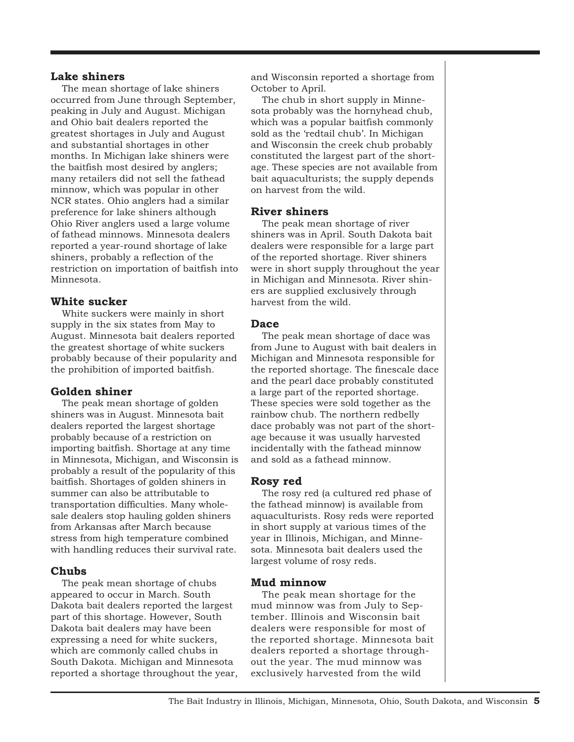### Lake shiners

The mean shortage of lake shiners occurred from June through September, peaking in July and August. Michigan and Ohio bait dealers reported the greatest shortages in July and August and substantial shortages in other months. In Michigan lake shiners were the baitfish most desired by anglers; many retailers did not sell the fathead minnow, which was popular in other NCR states. Ohio anglers had a similar preference for lake shiners although Ohio River anglers used a large volume of fathead minnows. Minnesota dealers reported a year-round shortage of lake shiners, probably a reflection of the restriction on importation of baitfish into Minnesota.

### White sucker

White suckers were mainly in short supply in the six states from May to August. Minnesota bait dealers reported the greatest shortage of white suckers probably because of their popularity and the prohibition of imported baitfish.

### Golden shiner

The peak mean shortage of golden shiners was in August. Minnesota bait dealers reported the largest shortage probably because of a restriction on importing baitfish. Shortage at any time in Minnesota, Michigan, and Wisconsin is probably a result of the popularity of this baitfish. Shortages of golden shiners in summer can also be attributable to transportation difficulties. Many wholesale dealers stop hauling golden shiners from Arkansas after March because stress from high temperature combined with handling reduces their survival rate.

### Chubs

The peak mean shortage of chubs appeared to occur in March. South Dakota bait dealers reported the largest part of this shortage. However, South Dakota bait dealers may have been expressing a need for white suckers, which are commonly called chubs in South Dakota. Michigan and Minnesota reported a shortage throughout the year, and Wisconsin reported a shortage from October to April.

The chub in short supply in Minnesota probably was the hornyhead chub, which was a popular baitfish commonly sold as the 'redtail chub'. In Michigan and Wisconsin the creek chub probably constituted the largest part of the shortage. These species are not available from bait aquaculturists; the supply depends on harvest from the wild.

### River shiners

The peak mean shortage of river shiners was in April. South Dakota bait dealers were responsible for a large part of the reported shortage. River shiners were in short supply throughout the year in Michigan and Minnesota. River shiners are supplied exclusively through harvest from the wild.

### Dace

The peak mean shortage of dace was from June to August with bait dealers in Michigan and Minnesota responsible for the reported shortage. The finescale dace and the pearl dace probably constituted a large part of the reported shortage. These species were sold together as the rainbow chub. The northern redbelly dace probably was not part of the shortage because it was usually harvested incidentally with the fathead minnow and sold as a fathead minnow.

### Rosy red

The rosy red (a cultured red phase of the fathead minnow) is available from aquaculturists. Rosy reds were reported in short supply at various times of the year in Illinois, Michigan, and Minnesota. Minnesota bait dealers used the largest volume of rosy reds.

### Mud minnow

The peak mean shortage for the mud minnow was from July to September. Illinois and Wisconsin bait dealers were responsible for most of the reported shortage. Minnesota bait dealers reported a shortage throughout the year. The mud minnow was exclusively harvested from the wild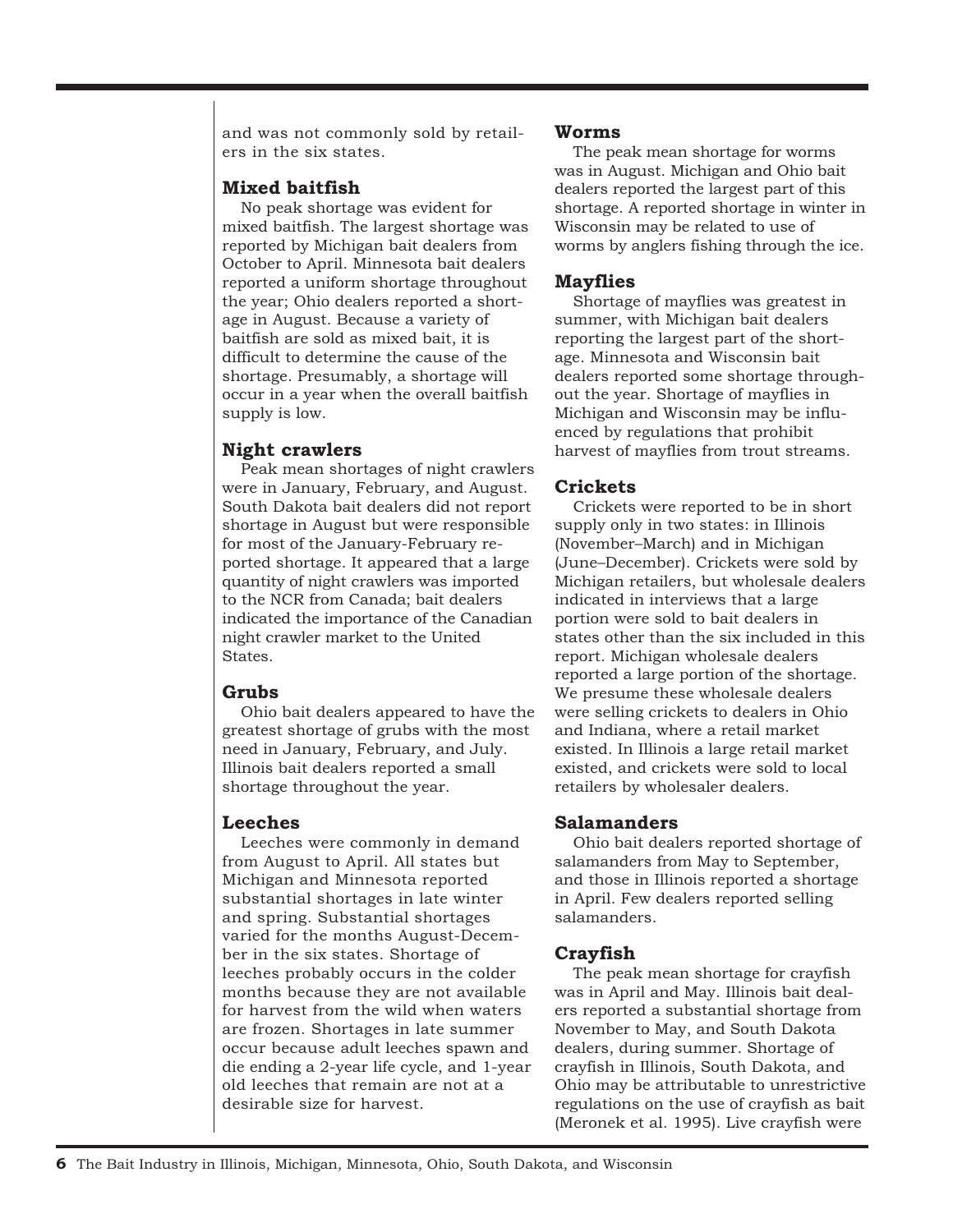and was not commonly sold by retailers in the six states.

### Mixed baitfish

No peak shortage was evident for mixed baitfish. The largest shortage was reported by Michigan bait dealers from October to April. Minnesota bait dealers reported a uniform shortage throughout the year; Ohio dealers reported a shortage in August. Because a variety of baitfish are sold as mixed bait, it is difficult to determine the cause of the shortage. Presumably, a shortage will occur in a year when the overall baitfish supply is low.

### Night crawlers

Peak mean shortages of night crawlers were in January, February, and August. South Dakota bait dealers did not report shortage in August but were responsible for most of the January-February reported shortage. It appeared that a large quantity of night crawlers was imported to the NCR from Canada; bait dealers indicated the importance of the Canadian night crawler market to the United States.

### Grubs

Ohio bait dealers appeared to have the greatest shortage of grubs with the most need in January, February, and July. Illinois bait dealers reported a small shortage throughout the year.

### Leeches

Leeches were commonly in demand from August to April. All states but Michigan and Minnesota reported substantial shortages in late winter and spring. Substantial shortages varied for the months August-December in the six states. Shortage of leeches probably occurs in the colder months because they are not available for harvest from the wild when waters are frozen. Shortages in late summer occur because adult leeches spawn and die ending a 2-year life cycle, and 1-year old leeches that remain are not at a desirable size for harvest.

### Worms

The peak mean shortage for worms was in August. Michigan and Ohio bait dealers reported the largest part of this shortage. A reported shortage in winter in Wisconsin may be related to use of worms by anglers fishing through the ice.

### Mayflies

Shortage of mayflies was greatest in summer, with Michigan bait dealers reporting the largest part of the shortage. Minnesota and Wisconsin bait dealers reported some shortage throughout the year. Shortage of mayflies in Michigan and Wisconsin may be influenced by regulations that prohibit harvest of mayflies from trout streams.

### Crickets

Crickets were reported to be in short supply only in two states: in Illinois (November–March) and in Michigan (June–December). Crickets were sold by Michigan retailers, but wholesale dealers indicated in interviews that a large portion were sold to bait dealers in states other than the six included in this report. Michigan wholesale dealers reported a large portion of the shortage. We presume these wholesale dealers were selling crickets to dealers in Ohio and Indiana, where a retail market existed. In Illinois a large retail market existed, and crickets were sold to local retailers by wholesaler dealers.

### Salamanders

Ohio bait dealers reported shortage of salamanders from May to September, and those in Illinois reported a shortage in April. Few dealers reported selling salamanders.

### Crayfish

The peak mean shortage for crayfish was in April and May. Illinois bait dealers reported a substantial shortage from November to May, and South Dakota dealers, during summer. Shortage of crayfish in Illinois, South Dakota, and Ohio may be attributable to unrestrictive regulations on the use of crayfish as bait (Meronek et al. 1995). Live crayfish were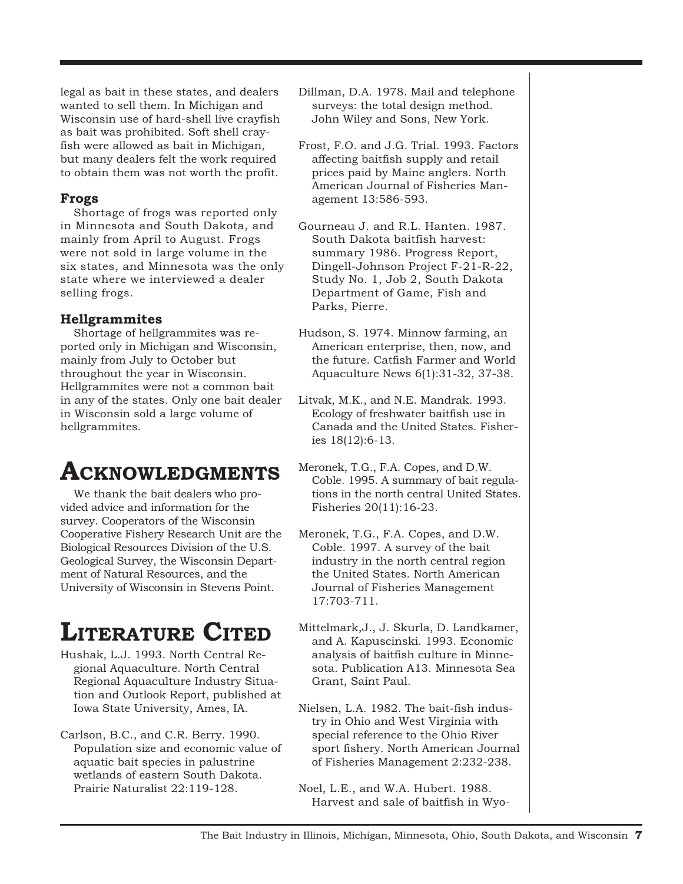legal as bait in these states, and dealers wanted to sell them. In Michigan and Wisconsin use of hard-shell live crayfish as bait was prohibited. Soft shell crayfish were allowed as bait in Michigan, but many dealers felt the work required to obtain them was not worth the profit.

### Frogs

Shortage of frogs was reported only in Minnesota and South Dakota, and mainly from April to August. Frogs were not sold in large volume in the six states, and Minnesota was the only state where we interviewed a dealer selling frogs.

### Hellgrammites

Shortage of hellgrammites was reported only in Michigan and Wisconsin, mainly from July to October but throughout the year in Wisconsin. Hellgrammites were not a common bait in any of the states. Only one bait dealer in Wisconsin sold a large volume of hellgrammites.

## Acknowledgments

We thank the bait dealers who provided advice and information for the survey. Cooperators of the Wisconsin Cooperative Fishery Research Unit are the Biological Resources Division of the U.S. Geological Survey, the Wisconsin Department of Natural Resources, and the University of Wisconsin in Stevens Point.

## Literature Cited

Hushak, L.J. 1993. North Central Regional Aquaculture. North Central Regional Aquaculture Industry Situation and Outlook Report, published at Iowa State University, Ames, IA.

Carlson, B.C., and C.R. Berry. 1990. Population size and economic value of aquatic bait species in palustrine wetlands of eastern South Dakota. Prairie Naturalist 22:119-128.

Dillman, D.A. 1978. Mail and telephone surveys: the total design method. John Wiley and Sons, New York.

Frost, F.O. and J.G. Trial. 1993. Factors affecting baitfish supply and retail prices paid by Maine anglers. North American Journal of Fisheries Management 13:586-593.

Gourneau J. and R.L. Hanten. 1987. South Dakota baitfish harvest: summary 1986. Progress Report, Dingell-Johnson Project F-21-R-22, Study No. 1, Job 2, South Dakota Department of Game, Fish and Parks, Pierre.

Hudson, S. 1974. Minnow farming, an American enterprise, then, now, and the future. Catfish Farmer and World Aquaculture News 6(1):31-32, 37-38.

Litvak, M.K., and N.E. Mandrak. 1993. Ecology of freshwater baitfish use in Canada and the United States. Fisheries 18(12):6-13.

Meronek, T.G., F.A. Copes, and D.W. Coble. 1995. A summary of bait regulations in the north central United States. Fisheries 20(11):16-23.

Meronek, T.G., F.A. Copes, and D.W. Coble. 1997. A survey of the bait industry in the north central region the United States. North American Journal of Fisheries Management 17:703-711.

Mittelmark,J., J. Skurla, D. Landkamer, and A. Kapuscinski. 1993. Economic analysis of baitfish culture in Minnesota. Publication A13. Minnesota Sea Grant, Saint Paul.

Nielsen, L.A. 1982. The bait-fish industry in Ohio and West Virginia with special reference to the Ohio River sport fishery. North American Journal of Fisheries Management 2:232-238.

Noel, L.E., and W.A. Hubert. 1988. Harvest and sale of baitfish in Wyo-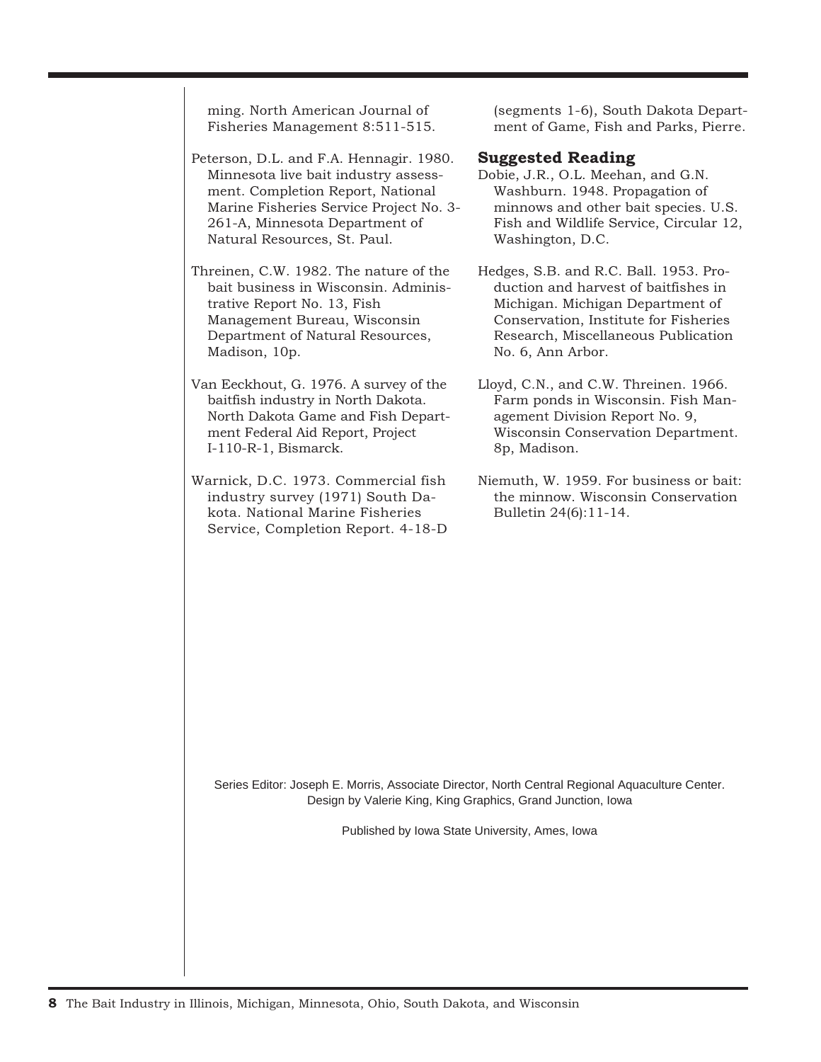ming. North American Journal of Fisheries Management 8:511-515.

Peterson, D.L. and F.A. Hennagir. 1980. Minnesota live bait industry assessment. Completion Report, National Marine Fisheries Service Project No. 3-261-A, Minnesota Department of Natural Resources, St. Paul.

Threinen, C.W. 1982. The nature of the bait business in Wisconsin. Administrative Report No. 13, Fish Management Bureau, Wisconsin Department of Natural Resources, Madison, 10p.

Van Eeckhout, G. 1976. A survey of the baitfish industry in North Dakota. North Dakota Game and Fish Department Federal Aid Report, Project I-110-R-1, Bismarck.

Warnick, D.C. 1973. Commercial fish industry survey (1971) South Dakota. National Marine Fisheries Service, Completion Report. 4-18-D (segments 1-6), South Dakota Department of Game, Fish and Parks, Pierre.

## Suggested Reading

Dobie, J.R., O.L. Meehan, and G.N. Washburn. 1948. Propagation of minnows and other bait species. U.S. Fish and Wildlife Service, Circular 12, Washington, D.C.

Hedges, S.B. and R.C. Ball. 1953. Production and harvest of baitfishes in Michigan. Michigan Department of Conservation, Institute for Fisheries Research, Miscellaneous Publication No. 6, Ann Arbor.

Lloyd, C.N., and C.W. Threinen. 1966. Farm ponds in Wisconsin. Fish Management Division Report No. 9, Wisconsin Conservation Department. 8p, Madison.

Niemuth, W. 1959. For business or bait: the minnow. Wisconsin Conservation Bulletin 24(6):11-14.

Series Editor: Joseph E. Morris, Associate Director, North Central Regional Aquaculture Center.
Design by Valerie King, King Graphics, Grand Junction, Iowa

Published by Iowa State University, Ames, Iowa